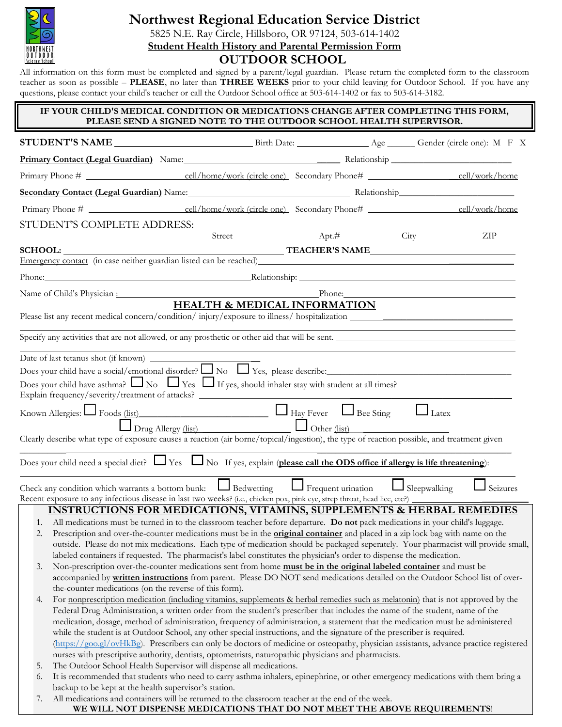# Northwest Regional Education Service District

5825 N.E. Ray Circle, Hillsboro, OR 97124, 503-614-1402

**Student Health History and Parental Permission Form**

## OUTDOOR SCHOOL

All information on this form must be completed and signed by a parent/legal guardian. Please return the completed form to the classroom teacher as soon as possible – **PLEASE**, no later than **THREE WEEKS** prior to your child leaving for Outdoor School. If you have any questions, please contact your child's teacher or call the Outdoor School office at 503-614-1402 or fax to 503-614-3182.

**IF YOUR CHILD'S MEDICAL CONDITION OR MEDICATIONS CHANGE AFTER COMPLETING THIS FORM, PLEASE SEND A SIGNED NOTE TO THE OUTDOOR SCHOOL HEALTH SUPERVISOR.**

**STUDENT'S NAME** ____________________ Birth Date: ____________ Age ______ Gender (circle one): M F X

**Primary Contact (Legal Guardian)** Name: ____________________ Relationship ____________________

Primary Phone # ____________________ cell/home/work (circle one) Secondary Phone# ____________________ cell/work/home

**Secondary Contact (Legal Guardian)** Name: ____________________ Relationship ____________________

Primary Phone # ____________________ cell/home/work (circle one) Secondary Phone# ____________________ cell/work/home

STUDENT'S COMPLETE ADDRESS: ____________________

Street Apt.# City ZIP

**SCHOOL:** ____________________ **TEACHER'S NAME** ____________________

Emergency contact (in case neither guardian listed can be reached) ____________________

Phone: ____________________ Relationship: ____________________

Name of Child's Physician : ____________________ Phone: ____________________

## HEALTH & MEDICAL INFORMATION

Please list any recent medical concern/condition/ injury/exposure to illness/ hospitalization ____________________

Specify any activities that are not allowed, or any prosthetic or other aid that will be sent. ____________________

Date of last tetanus shot (if known) ____________

Does your child have a social/emotional disorder? ☐ No ☐ Yes, please describe: ____________________

Does your child have asthma? ☐ No ☐ Yes ☐ If yes, should inhaler stay with student at all times?

Explain frequency/severity/treatment of attacks? ____________________

Known Allergies: ☐ Foods (list) ____________ ☐ Hay Fever ☐ Bee Sting ☐ Latex

☐ Drug Allergy (list) ____________ ☐ Other (list) ____________

Clearly describe what type of exposure causes a reaction (air borne/topical/ingestion), the type of reaction possible, and treatment given

____________________

Does your child need a special diet? ☐ Yes ☐ No If yes, explain (**please call the ODS office if allergy is life threatening**):

____________________

Check any condition which warrants a bottom bunk: ☐ Bedwetting ☐ Frequent urination ☐ Sleepwalking ☐ Seizures

Recent exposure to any infectious disease in last two weeks? (i.e., chicken pox, pink eye, strep throat, head lice, etc?) ____________

## INSTRUCTIONS FOR MEDICATIONS, VITAMINS, SUPPLEMENTS & HERBAL REMEDIES

1. All medications must be turned in to the classroom teacher before departure. **Do not** pack medications in your child's luggage.
2. Prescription and over-the-counter medications must be in the **original container** and placed in a zip lock bag with name on the outside. Please do not mix medications. Each type of medication should be packaged seperately. Your pharmacist will provide small, labeled containers if requested. The pharmacist's label constitutes the physician's order to dispense the medication.
3. Non-prescription over-the-counter medications sent from home **must be in the original labeled container** and must be accompanied by **written instructions** from parent. Please DO NOT send medications detailed on the Outdoor School list of over-the-counter medications (on the reverse of this form).
4. For nonprescription medication (including vitamins, supplements & herbal remedies such as melatonin) that is not approved by the Federal Drug Administration, a written order from the student's prescriber that includes the name of the student, name of the medication, dosage, method of administration, frequency of administration, a statement that the medication must be administered while the student is at Outdoor School, any other special instructions, and the signature of the prescriber is required. (https://goo.gl/ovHkBg). Prescribers can only be doctors of medicine or osteopathy, physician assistants, advance practice registered nurses with prescriptive authority, dentists, optometrists, naturopathic physicians and pharmacists.
5. The Outdoor School Health Supervisor will dispense all medications.
6. It is recommended that students who need to carry asthma inhalers, epinephrine, or other emergency medications with them bring a backup to be kept at the health supervisor's station.
7. All medications and containers will be returned to the classroom teacher at the end of the week.

**WE WILL NOT DISPENSE MEDICATIONS THAT DO NOT MEET THE ABOVE REQUIREMENTS!**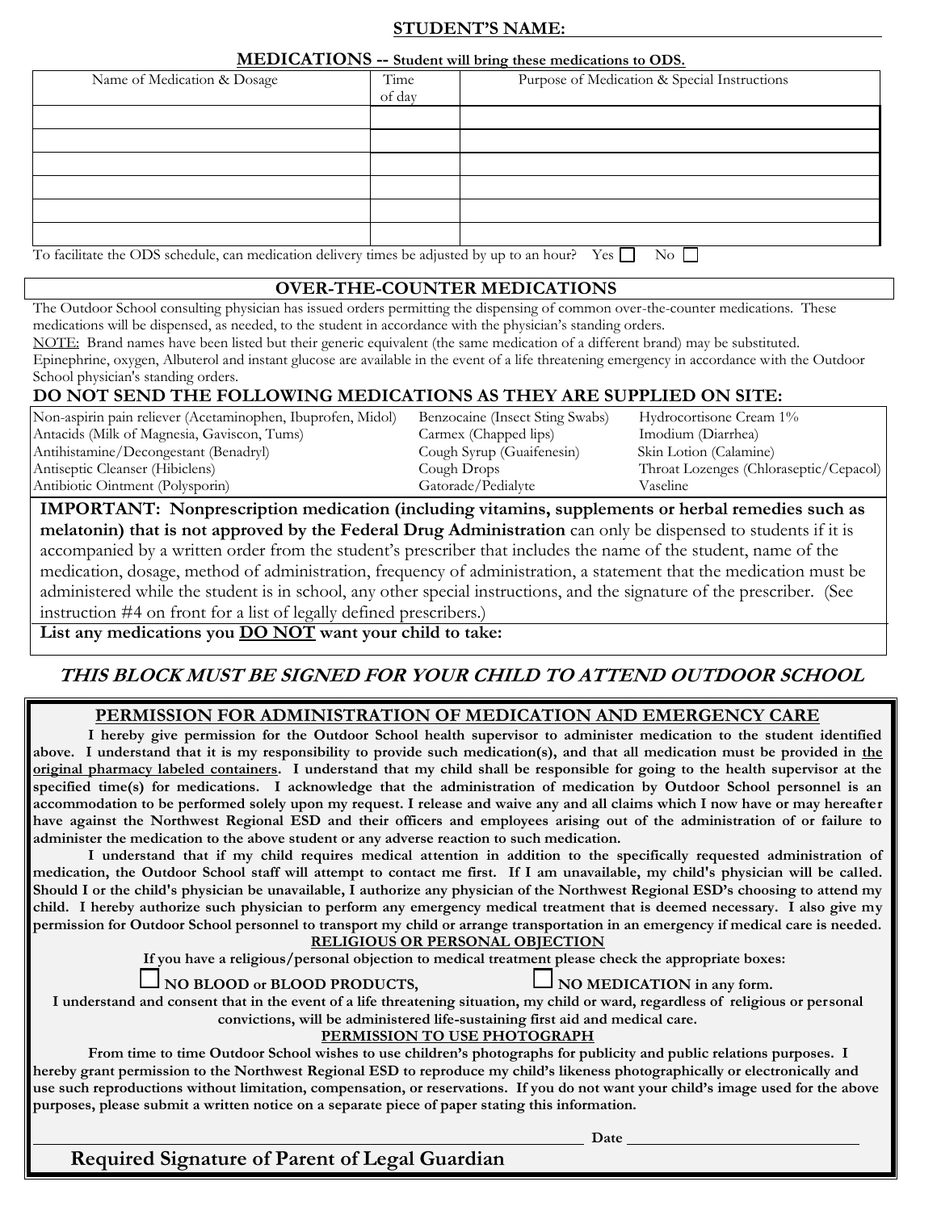**STUDENT'S NAME:** ______________________________

**MEDICATIONS --** Student will bring these medications to ODS.

| Name of Medication & Dosage | Time of day | Purpose of Medication & Special Instructions |
|---|---|---|
| | | |
| | | |
| | | |
| | | |
| | | |
| | | |

To facilitate the ODS schedule, can medication delivery times be adjusted by up to an hour? Yes ☐ No ☐

## OVER-THE-COUNTER MEDICATIONS

The Outdoor School consulting physician has issued orders permitting the dispensing of common over-the-counter medications. These medications will be dispensed, as needed, to the student in accordance with the physician's standing orders.
NOTE: Brand names have been listed but their generic equivalent (the same medication of a different brand) may be substituted.
Epinephrine, oxygen, Albuterol and instant glucose are available in the event of a life threatening emergency in accordance with the Outdoor School physician's standing orders.

## DO NOT SEND THE FOLLOWING MEDICATIONS AS THEY ARE SUPPLIED ON SITE:

| | | |
|---|---|---|
| Non-aspirin pain reliever (Acetaminophen, Ibuprofen, Midol) | Benzocaine (Insect Sting Swabs) | Hydrocortisone Cream 1% |
| Antacids (Milk of Magnesia, Gaviscon, Tums) | Carmex (Chapped lips) | Imodium (Diarrhea) |
| Antihistamine/Decongestant (Benadryl) | Cough Syrup (Guaifenesin) | Skin Lotion (Calamine) |
| Antiseptic Cleanser (Hibiclens) | Cough Drops | Throat Lozenges (Chloraseptic/Cepacol) |
| Antibiotic Ointment (Polysporin) | Gatorade/Pedialyte | Vaseline |

**IMPORTANT: Nonprescription medication (including vitamins, supplements or herbal remedies such as melatonin) that is not approved by the Federal Drug Administration** can only be dispensed to students if it is accompanied by a written order from the student's prescriber that includes the name of the student, name of the medication, dosage, method of administration, frequency of administration, a statement that the medication must be administered while the student is in school, any other special instructions, and the signature of the prescriber. (See instruction #4 on front for a list of legally defined prescribers.)

**List any medications you DO NOT want your child to take:**

## *THIS BLOCK MUST BE SIGNED FOR YOUR CHILD TO ATTEND OUTDOOR SCHOOL*

### PERMISSION FOR ADMINISTRATION OF MEDICATION AND EMERGENCY CARE

**I hereby give permission for the Outdoor School health supervisor to administer medication to the student identified above. I understand that it is my responsibility to provide such medication(s), and that all medication must be provided in the original pharmacy labeled containers. I understand that my child shall be responsible for going to the health supervisor at the specified time(s) for medications. I acknowledge that the administration of medication by Outdoor School personnel is an accommodation to be performed solely upon my request. I release and waive any and all claims which I now have or may hereafter have against the Northwest Regional ESD and their officers and employees arising out of the administration of or failure to administer the medication to the above student or any adverse reaction to such medication.**

**I understand that if my child requires medical attention in addition to the specifically requested administration of medication, the Outdoor School staff will attempt to contact me first. If I am unavailable, my child's physician will be called. Should I or the child's physician be unavailable, I authorize any physician of the Northwest Regional ESD's choosing to attend my child. I hereby authorize such physician to perform any emergency medical treatment that is deemed necessary. I also give my permission for Outdoor School personnel to transport my child or arrange transportation in an emergency if medical care is needed.**

**RELIGIOUS OR PERSONAL OBJECTION**

**If you have a religious/personal objection to medical treatment please check the appropriate boxes:**

☐ **NO BLOOD or BLOOD PRODUCTS,** ☐ **NO MEDICATION in any form.**

**I understand and consent that in the event of a life threatening situation, my child or ward, regardless of religious or personal convictions, will be administered life-sustaining first aid and medical care.**

**PERMISSION TO USE PHOTOGRAPH**

**From time to time Outdoor School wishes to use children's photographs for publicity and public relations purposes. I hereby grant permission to the Northwest Regional ESD to reproduce my child's likeness photographically or electronically and use such reproductions without limitation, compensation, or reservations. If you do not want your child's image used for the above purposes, please submit a written notice on a separate piece of paper stating this information.**

______________________________________________ **Date** ____________________

**Required Signature of Parent of Legal Guardian**